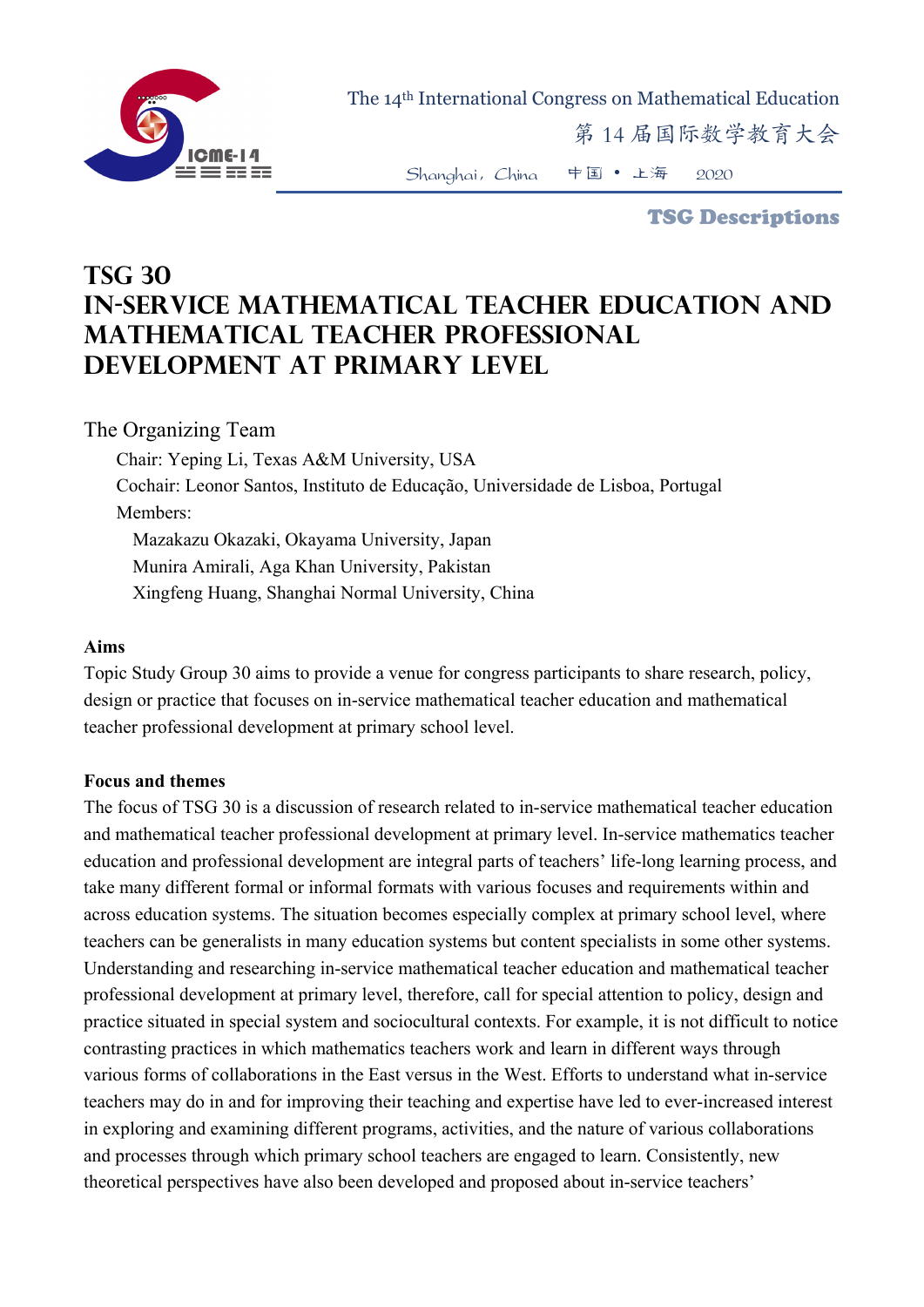# TSG 30
# IN-SERVICE MATHEMATICAL TEACHER EDUCATION AND MATHEMATICAL TEACHER PROFESSIONAL DEVELOPMENT AT PRIMARY LEVEL

## The Organizing Team

Chair: Yeping Li, Texas A&M University, USA

Cochair: Leonor Santos, Instituto de Educação, Universidade de Lisboa, Portugal

Members:

Mazakazu Okazaki, Okayama University, Japan

Munira Amirali, Aga Khan University, Pakistan

Xingfeng Huang, Shanghai Normal University, China

### Aims

Topic Study Group 30 aims to provide a venue for congress participants to share research, policy, design or practice that focuses on in-service mathematical teacher education and mathematical teacher professional development at primary school level.

### Focus and themes

The focus of TSG 30 is a discussion of research related to in-service mathematical teacher education and mathematical teacher professional development at primary level. In-service mathematics teacher education and professional development are integral parts of teachers' life-long learning process, and take many different formal or informal formats with various focuses and requirements within and across education systems. The situation becomes especially complex at primary school level, where teachers can be generalists in many education systems but content specialists in some other systems. Understanding and researching in-service mathematical teacher education and mathematical teacher professional development at primary level, therefore, call for special attention to policy, design and practice situated in special system and sociocultural contexts. For example, it is not difficult to notice contrasting practices in which mathematics teachers work and learn in different ways through various forms of collaborations in the East versus in the West. Efforts to understand what in-service teachers may do in and for improving their teaching and expertise have led to ever-increased interest in exploring and examining different programs, activities, and the nature of various collaborations and processes through which primary school teachers are engaged to learn. Consistently, new theoretical perspectives have also been developed and proposed about in-service teachers'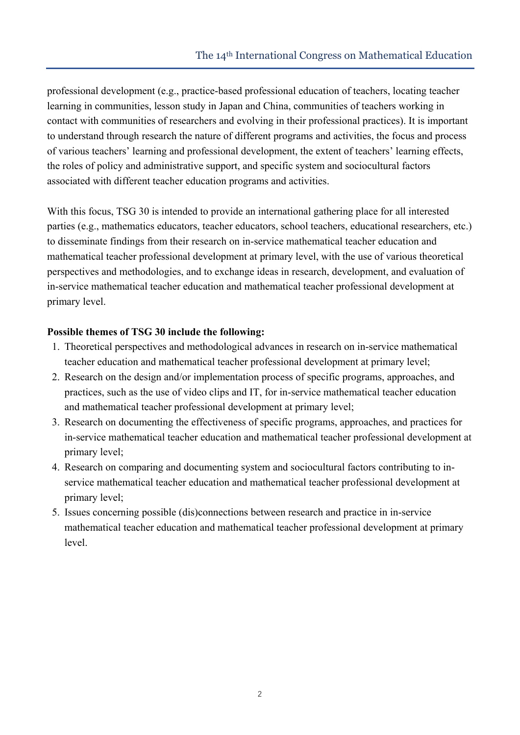professional development (e.g., practice-based professional education of teachers, locating teacher learning in communities, lesson study in Japan and China, communities of teachers working in contact with communities of researchers and evolving in their professional practices). It is important to understand through research the nature of different programs and activities, the focus and process of various teachers' learning and professional development, the extent of teachers' learning effects, the roles of policy and administrative support, and specific system and sociocultural factors associated with different teacher education programs and activities.

With this focus, TSG 30 is intended to provide an international gathering place for all interested parties (e.g., mathematics educators, teacher educators, school teachers, educational researchers, etc.) to disseminate findings from their research on in-service mathematical teacher education and mathematical teacher professional development at primary level, with the use of various theoretical perspectives and methodologies, and to exchange ideas in research, development, and evaluation of in-service mathematical teacher education and mathematical teacher professional development at primary level.

**Possible themes of TSG 30 include the following:**

1. Theoretical perspectives and methodological advances in research on in-service mathematical teacher education and mathematical teacher professional development at primary level;
2. Research on the design and/or implementation process of specific programs, approaches, and practices, such as the use of video clips and IT, for in-service mathematical teacher education and mathematical teacher professional development at primary level;
3. Research on documenting the effectiveness of specific programs, approaches, and practices for in-service mathematical teacher education and mathematical teacher professional development at primary level;
4. Research on comparing and documenting system and sociocultural factors contributing to in-service mathematical teacher education and mathematical teacher professional development at primary level;
5. Issues concerning possible (dis)connections between research and practice in in-service mathematical teacher education and mathematical teacher professional development at primary level.